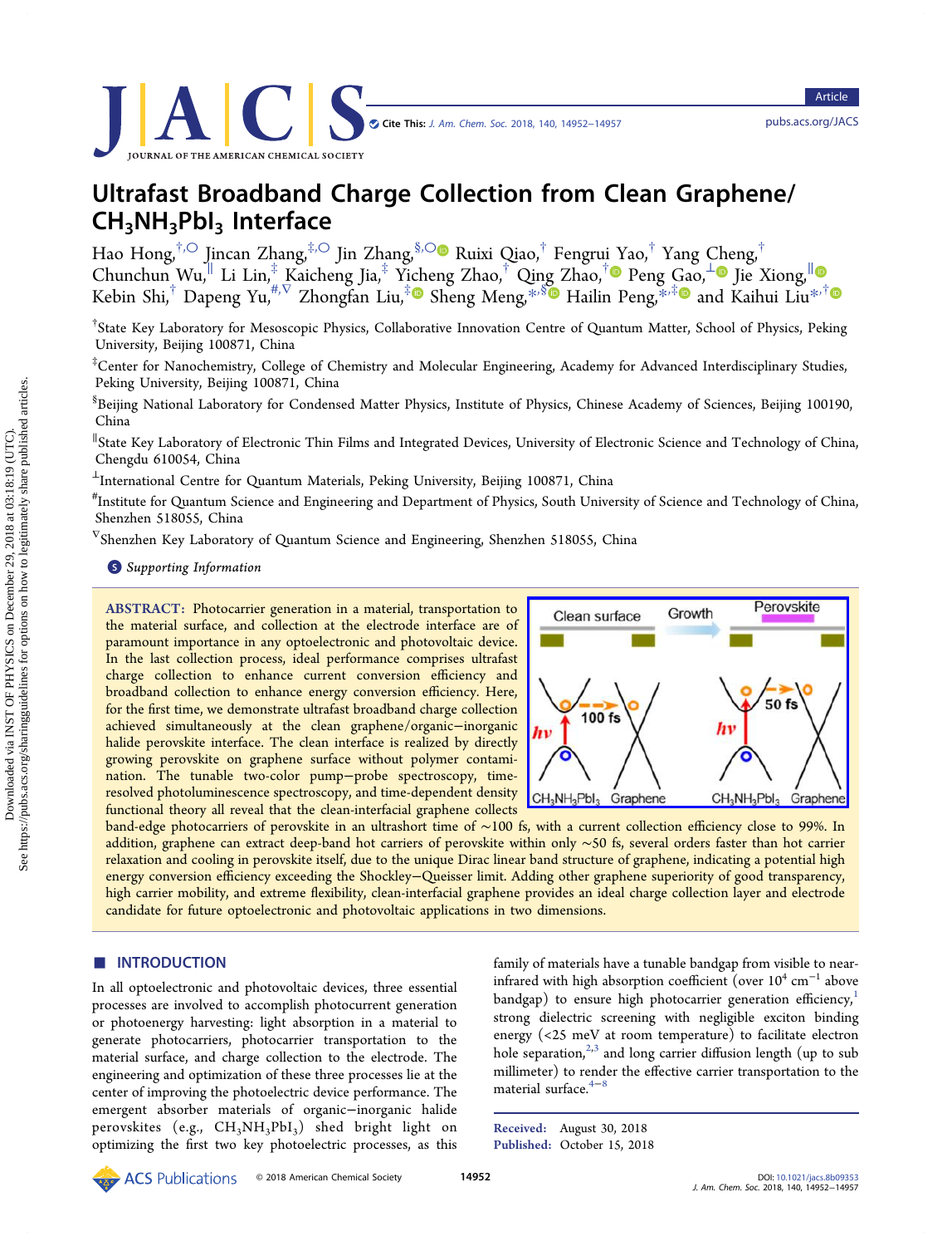# Ultrafast Broadband Charge Collection from Clean Graphene/$CH_3NH_3PbI_3$ Interface

Hao Hong,[†,○] Jincan Zhang,[‡,○] Jin Zhang,[§,○] Ruixi Qiao,[†] Fengrui Yao,[†] Yang Cheng,[†] Chunchun Wu,[∥] Li Lin,[‡] Kaicheng Jia,[‡] Yicheng Zhao,[†] Qing Zhao,[†] Peng Gao,[⊥] Jie Xiong,[∥] Kebin Shi,[†] Dapeng Yu,[#,∇] Zhongfan Liu,[‡] Sheng Meng,[*,§] Hailin Peng,[*,‡] and Kaihui Liu[*,†]

[†]State Key Laboratory for Mesoscopic Physics, Collaborative Innovation Centre of Quantum Matter, School of Physics, Peking University, Beijing 100871, China

[‡]Center for Nanochemistry, College of Chemistry and Molecular Engineering, Academy for Advanced Interdisciplinary Studies, Peking University, Beijing 100871, China

[§]Beijing National Laboratory for Condensed Matter Physics, Institute of Physics, Chinese Academy of Sciences, Beijing 100190, China

[∥]State Key Laboratory of Electronic Thin Films and Integrated Devices, University of Electronic Science and Technology of China, Chengdu 610054, China

[⊥]International Centre for Quantum Materials, Peking University, Beijing 100871, China

[#]Institute for Quantum Science and Engineering and Department of Physics, South University of Science and Technology of China, Shenzhen 518055, China

[∇]Shenzhen Key Laboratory of Quantum Science and Engineering, Shenzhen 518055, China

Supporting Information

**ABSTRACT:** Photocarrier generation in a material, transportation to the material surface, and collection at the electrode interface are of paramount importance in any optoelectronic and photovoltaic device. In the last collection process, ideal performance comprises ultrafast charge collection to enhance current conversion efficiency and broadband collection to enhance energy conversion efficiency. Here, for the first time, we demonstrate ultrafast broadband charge collection achieved simultaneously at the clean graphene/organic–inorganic halide perovskite interface. The clean interface is realized by directly growing perovskite on graphene surface without polymer contamination. The tunable two-color pump–probe spectroscopy, time-resolved photoluminescence spectroscopy, and time-dependent density functional theory all reveal that the clean-interfacial graphene collects band-edge photocarriers of perovskite in an ultrashort time of ~100 fs, with a current collection efficiency close to 99%. In addition, graphene can extract deep-band hot carriers of perovskite within only ~50 fs, several orders faster than hot carrier relaxation and cooling in perovskite itself, due to the unique Dirac linear band structure of graphene, indicating a potential high energy conversion efficiency exceeding the Shockley–Queisser limit. Adding other graphene superiority of good transparency, high carrier mobility, and extreme flexibility, clean-interfacial graphene provides an ideal charge collection layer and electrode candidate for future optoelectronic and photovoltaic applications in two dimensions.

## INTRODUCTION

In all optoelectronic and photovoltaic devices, three essential processes are involved to accomplish photocurrent generation or photoenergy harvesting: light absorption in a material to generate photocarriers, photocarrier transportation to the material surface, and charge collection to the electrode. The engineering and optimization of these three processes lie at the center of improving the photoelectric device performance. The emergent absorber materials of organic–inorganic halide perovskites (e.g., $CH_3NH_3PbI_3$) shed bright light on optimizing the first two key photoelectric processes, as this family of materials have a tunable bandgap from visible to near-infrared with high absorption coefficient (over $10^4$ $cm^{-1}$ above bandgap) to ensure high photocarrier generation efficiency,[1] strong dielectric screening with negligible exciton binding energy (<25 meV at room temperature) to facilitate electron hole separation,[2,3] and long carrier diffusion length (up to sub millimeter) to render the effective carrier transportation to the material surface.[4−8]

Received: August 30, 2018
Published: October 15, 2018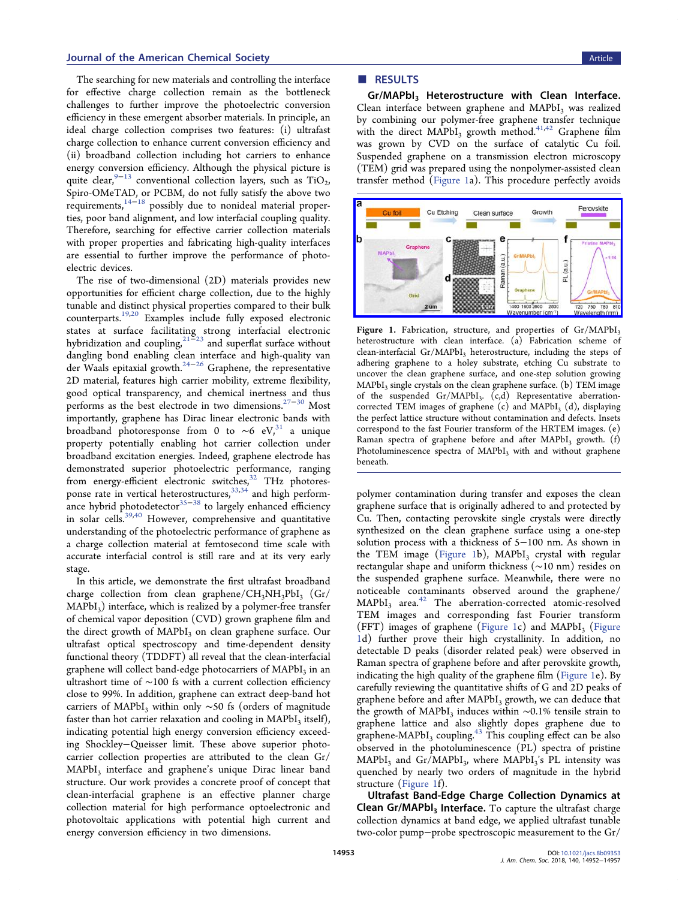The searching for new materials and controlling the interface for effective charge collection remain as the bottleneck challenges to further improve the photoelectric conversion efficiency in these emergent absorber materials. In principle, an ideal charge collection comprises two features: (i) ultrafast charge collection to enhance current conversion efficiency and (ii) broadband collection including hot carriers to enhance energy conversion efficiency. Although the physical picture is quite clear,[9−13] conventional collection layers, such as $TiO_2$, Spiro-OMeTAD, or PCBM, do not fully satisfy the above two requirements,[14−18] possibly due to nonideal material properties, poor band alignment, and low interfacial coupling quality. Therefore, searching for effective carrier collection materials with proper properties and fabricating high-quality interfaces are essential to further improve the performance of photoelectric devices.

The rise of two-dimensional (2D) materials provides new opportunities for efficient charge collection, due to the highly tunable and distinct physical properties compared to their bulk counterparts.[19,20] Examples include fully exposed electronic states at surface facilitating strong interfacial electronic hybridization and coupling,[21−23] and superflat surface without dangling bond enabling clean interface and high-quality van der Waals epitaxial growth.[24−26] Graphene, the representative 2D material, features high carrier mobility, extreme flexibility, good optical transparency, and chemical inertness and thus performs as the best electrode in two dimensions.[27−30] Most importantly, graphene has Dirac linear electronic bands with broadband photoresponse from 0 to ∼6 eV,[31] a unique property potentially enabling hot carrier collection under broadband excitation energies. Indeed, graphene electrode has demonstrated superior photoelectric performance, ranging from energy-efficient electronic switches,[32] THz photoresponse rate in vertical heterostructures,[33,34] and high performance hybrid photodetector[35−38] to largely enhanced efficiency in solar cells.[39,40] However, comprehensive and quantitative understanding of the photoelectric performance of graphene as a charge collection material at femtosecond time scale with accurate interfacial control is still rare and at its very early stage.

In this article, we demonstrate the first ultrafast broadband charge collection from clean graphene/$CH_3NH_3PbI_3$ (Gr/$MAPbI_3$) interface, which is realized by a polymer-free transfer of chemical vapor deposition (CVD) grown graphene film and the direct growth of $MAPbI_3$ on clean graphene surface. Our ultrafast optical spectroscopy and time-dependent density functional theory (TDDFT) all reveal that the clean-interfacial graphene will collect band-edge photocarriers of $MAPbI_3$ in an ultrashort time of ∼100 fs with a current collection efficiency close to 99%. In addition, graphene can extract deep-band hot carriers of $MAPbI_3$ within only ∼50 fs (orders of magnitude faster than hot carrier relaxation and cooling in $MAPbI_3$ itself), indicating potential high energy conversion efficiency exceeding Shockley−Queisser limit. These above superior photocarrier collection properties are attributed to the clean Gr/$MAPbI_3$ interface and graphene's unique Dirac linear band structure. Our work provides a concrete proof of concept that clean-interfacial graphene is an effective planner charge collection material for high performance optoelectronic and photovoltaic applications with potential high current and energy conversion efficiency in two dimensions.

## RESULTS

**Gr/$MAPbI_3$ Heterostructure with Clean Interface.** Clean interface between graphene and $MAPbI_3$ was realized by combining our polymer-free graphene transfer technique with the direct $MAPbI_3$ growth method.[41,42] Graphene film was grown by CVD on the surface of catalytic Cu foil. Suspended graphene on a transmission electron microscopy (TEM) grid was prepared using the nonpolymer-assisted clean transfer method (Figure 1a). This procedure perfectly avoids polymer contamination during transfer and exposes the clean graphene surface that is originally adhered to and protected by Cu. Then, contacting perovskite single crystals were directly synthesized on the clean graphene surface using a one-step solution process with a thickness of 5−100 nm. As shown in the TEM image (Figure 1b), $MAPbI_3$ crystal with regular rectangular shape and uniform thickness (∼10 nm) resides on the suspended graphene surface. Meanwhile, there were no noticeable contaminants observed around the graphene/$MAPbI_3$ area.[42] The aberration-corrected atomic-resolved TEM images and corresponding fast Fourier transform (FFT) images of graphene (Figure 1c) and $MAPbI_3$ (Figure 1d) further prove their high crystallinity. In addition, no detectable D peaks (disorder related peak) were observed in Raman spectra of graphene before and after perovskite growth, indicating the high quality of the graphene film (Figure 1e). By carefully reviewing the quantitative shifts of G and 2D peaks of graphene before and after $MAPbI_3$ growth, we can deduce that the growth of $MAPbI_3$ induces within ∼0.1% tensile strain to graphene lattice and also slightly dopes graphene due to graphene-$MAPbI_3$ coupling.[43] This coupling effect can be also observed in the photoluminescence (PL) spectra of pristine $MAPbI_3$ and Gr/$MAPbI_3$, where $MAPbI_3$'s PL intensity was quenched by nearly two orders of magnitude in the hybrid structure (Figure 1f).

**Figure 1.** Fabrication, structure, and properties of Gr/$MAPbI_3$ heterostructure with clean interface. (a) Fabrication scheme of clean-interfacial Gr/$MAPbI_3$ heterostructure, including the steps of adhering graphene to a holey substrate, etching Cu substrate to uncover the clean graphene surface, and one-step solution growing $MAPbI_3$ single crystals on the clean graphene surface. (b) TEM image of the suspended Gr/$MAPbI_3$. (c,d) Representative aberration-corrected TEM images of graphene (c) and $MAPbI_3$ (d), displaying the perfect lattice structure without contamination and defects. Insets correspond to the fast Fourier transform of the HRTEM images. (e) Raman spectra of graphene before and after $MAPbI_3$ growth. (f) Photoluminescence spectra of $MAPbI_3$ with and without graphene beneath.

**Ultrafast Band-Edge Charge Collection Dynamics at Clean Gr/$MAPbI_3$ Interface.** To capture the ultrafast charge collection dynamics at band edge, we applied ultrafast tunable two-color pump−probe spectroscopic measurement to the Gr/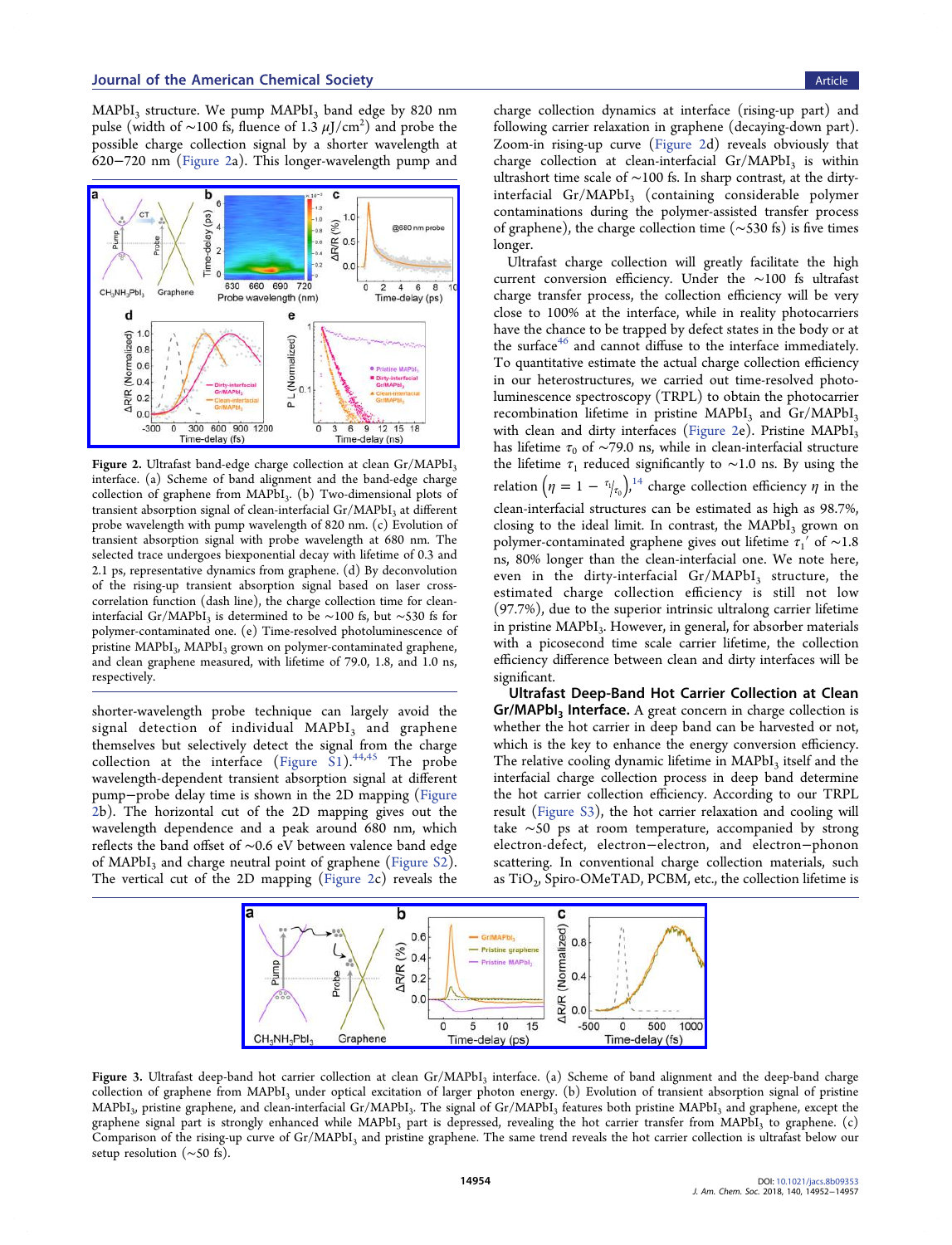MAPbI$_3$ structure. We pump MAPbI$_3$ band edge by 820 nm pulse (width of ~100 fs, fluence of 1.3 $\mu$J/cm$^2$) and probe the possible charge collection signal by a shorter wavelength at 620−720 nm (Figure 2a). This longer-wavelength pump and shorter-wavelength probe technique can largely avoid the signal detection of individual MAPbI$_3$ and graphene themselves but selectively detect the signal from the charge collection at the interface (Figure S1).[44,45] The probe wavelength-dependent transient absorption signal at different pump−probe delay time is shown in the 2D mapping (Figure 2b). The horizontal cut of the 2D mapping gives out the wavelength dependence and a peak around 680 nm, which reflects the band offset of ~0.6 eV between valence band edge of MAPbI$_3$ and charge neutral point of graphene (Figure S2). The vertical cut of the 2D mapping (Figure 2c) reveals the charge collection dynamics at interface (rising-up part) and following carrier relaxation in graphene (decaying-down part). Zoom-in rising-up curve (Figure 2d) reveals obviously that charge collection at clean-interfacial Gr/MAPbI$_3$ is within ultrashort time scale of ~100 fs. In sharp contrast, at the dirty-interfacial Gr/MAPbI$_3$ (containing considerable polymer contaminations during the polymer-assisted transfer process of graphene), the charge collection time (~530 fs) is five times longer.

Figure 2. Ultrafast band-edge charge collection at clean Gr/MAPbI$_3$ interface. (a) Scheme of band alignment and the band-edge charge collection of graphene from MAPbI$_3$. (b) Two-dimensional plots of transient absorption signal of clean-interfacial Gr/MAPbI$_3$ at different probe wavelength with pump wavelength of 820 nm. (c) Evolution of transient absorption signal with probe wavelength at 680 nm. The selected trace undergoes biexponential decay with lifetime of 0.3 and 2.1 ps, representative dynamics from graphene. (d) By deconvolution of the rising-up transient absorption signal based on laser cross-correlation function (dash line), the charge collection time for clean-interfacial Gr/MAPbI$_3$ is determined to be ~100 fs, but ~530 fs for polymer-contaminated one. (e) Time-resolved photoluminescence of pristine MAPbI$_3$, MAPbI$_3$ grown on polymer-contaminated graphene, and clean graphene measured, with lifetime of 79.0, 1.8, and 1.0 ns, respectively.

Ultrafast charge collection will greatly facilitate the high current conversion efficiency. Under the ~100 fs ultrafast charge transfer process, the collection efficiency will be very close to 100% at the interface, while in reality photocarriers have the chance to be trapped by defect states in the body or at the surface[46] and cannot diffuse to the interface immediately. To quantitative estimate the actual charge collection efficiency in our heterostructures, we carried out time-resolved photoluminescence spectroscopy (TRPL) to obtain the photocarrier recombination lifetime in pristine MAPbI$_3$ and Gr/MAPbI$_3$ with clean and dirty interfaces (Figure 2e). Pristine MAPbI$_3$ has lifetime $\tau_0$ of ~79.0 ns, while in clean-interfacial structure the lifetime $\tau_1$ reduced significantly to ~1.0 ns. By using the relation $\left(\eta = 1 - {}^{\tau_1}/_{\tau_0}\right)$,[14] charge collection efficiency $\eta$ in the clean-interfacial structures can be estimated as high as 98.7%, closing to the ideal limit. In contrast, the MAPbI$_3$ grown on polymer-contaminated graphene gives out lifetime $\tau_1'$ of ~1.8 ns, 80% longer than the clean-interfacial one. We note here, even in the dirty-interfacial Gr/MAPbI$_3$ structure, the estimated charge collection efficiency is still not low (97.7%), due to the superior intrinsic ultralong carrier lifetime in pristine MAPbI$_3$. However, in general, for absorber materials with a picosecond time scale carrier lifetime, the collection efficiency difference between clean and dirty interfaces will be significant.

**Ultrafast Deep-Band Hot Carrier Collection at Clean Gr/MAPbI$_3$ Interface.** A great concern in charge collection is whether the hot carrier in deep band can be harvested or not, which is the key to enhance the energy conversion efficiency. The relative cooling dynamic lifetime in MAPbI$_3$ itself and the interfacial charge collection process in deep band determine the hot carrier collection efficiency. According to our TRPL result (Figure S3), the hot carrier relaxation and cooling will take ~50 ps at room temperature, accompanied by strong electron-defect, electron−electron, and electron−phonon scattering. In conventional charge collection materials, such as TiO$_2$, Spiro-OMeTAD, PCBM, etc., the collection lifetime is

Figure 3. Ultrafast deep-band hot carrier collection at clean Gr/MAPbI$_3$ interface. (a) Scheme of band alignment and the deep-band charge collection of graphene from MAPbI$_3$ under optical excitation of larger photon energy. (b) Evolution of transient absorption signal of pristine MAPbI$_3$, pristine graphene, and clean-interfacial Gr/MAPbI$_3$. The signal of Gr/MAPbI$_3$ features both pristine MAPbI$_3$ and graphene, except the graphene signal part is strongly enhanced while MAPbI$_3$ part is depressed, revealing the hot carrier transfer from MAPbI$_3$ to graphene. (c) Comparison of the rising-up curve of Gr/MAPbI$_3$ and pristine graphene. The same trend reveals the hot carrier collection is ultrafast below our setup resolution (~50 fs).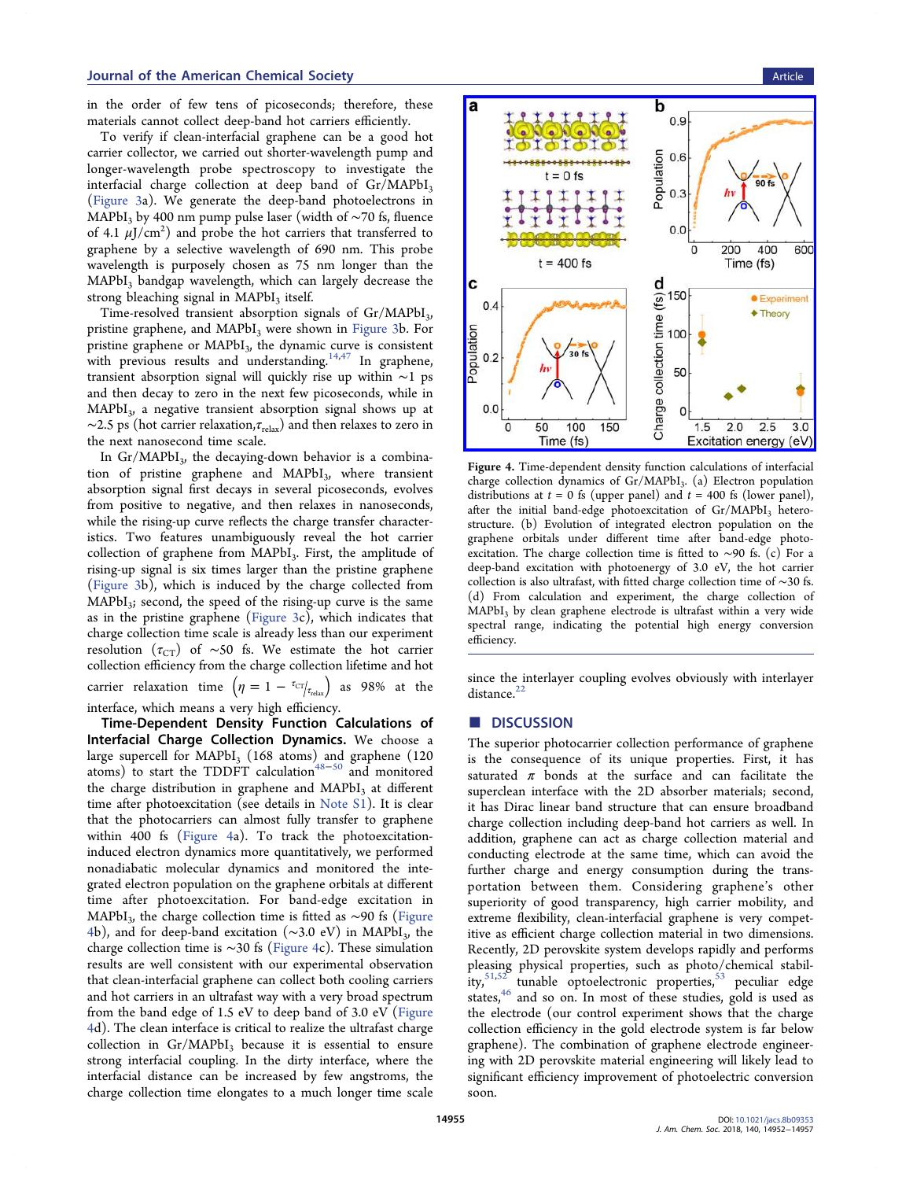in the order of few tens of picoseconds; therefore, these materials cannot collect deep-band hot carriers efficiently.

To verify if clean-interfacial graphene can be a good hot carrier collector, we carried out shorter-wavelength pump and longer-wavelength probe spectroscopy to investigate the interfacial charge collection at deep band of Gr/$MAPbI_3$ (Figure 3a). We generate the deep-band photoelectrons in $MAPbI_3$ by 400 nm pump pulse laser (width of ~70 fs, fluence of 4.1 $\mu J/cm^2$) and probe the hot carriers that transferred to graphene by a selective wavelength of 690 nm. This probe wavelength is purposely chosen as 75 nm longer than the $MAPbI_3$ bandgap wavelength, which can largely decrease the strong bleaching signal in $MAPbI_3$ itself.

Time-resolved transient absorption signals of Gr/$MAPbI_3$, pristine graphene, and $MAPbI_3$ were shown in Figure 3b. For pristine graphene or $MAPbI_3$, the dynamic curve is consistent with previous results and understanding.[14,47] In graphene, transient absorption signal will quickly rise up within ~1 ps and then decay to zero in the next few picoseconds, while in $MAPbI_3$, a negative transient absorption signal shows up at ~2.5 ps (hot carrier relaxation, $\tau_{relax}$) and then relaxes to zero in the next nanosecond time scale.

In Gr/$MAPbI_3$, the decaying-down behavior is a combination of pristine graphene and $MAPbI_3$, where transient absorption signal first decays in several picoseconds, evolves from positive to negative, and then relaxes in nanoseconds, while the rising-up curve reflects the charge transfer characteristics. Two features unambiguously reveal the hot carrier collection of graphene from $MAPbI_3$. First, the amplitude of rising-up signal is six times larger than the pristine graphene (Figure 3b), which is induced by the charge collected from $MAPbI_3$; second, the speed of the rising-up curve is the same as in the pristine graphene (Figure 3c), which indicates that charge collection time scale is already less than our experiment resolution ($\tau_{CT}$) of ~50 fs. We estimate the hot carrier collection efficiency from the charge collection lifetime and hot carrier relaxation time $\left(\eta = 1 - {}^{\tau_{CT}}/_{\tau_{relax}}\right)$ as 98% at the interface, which means a very high efficiency.

**Time-Dependent Density Function Calculations of Interfacial Charge Collection Dynamics.** We choose a large supercell for $MAPbI_3$ (168 atoms) and graphene (120 atoms) to start the TDDFT calculation[48−50] and monitored the charge distribution in graphene and $MAPbI_3$ at different time after photoexcitation (see details in Note S1). It is clear that the photocarriers can almost fully transfer to graphene within 400 fs (Figure 4a). To track the photoexcitation-induced electron dynamics more quantitatively, we performed nonadiabatic molecular dynamics and monitored the integrated electron population on the graphene orbitals at different time after photoexcitation. For band-edge excitation in $MAPbI_3$, the charge collection time is fitted as ~90 fs (Figure 4b), and for deep-band excitation (~3.0 eV) in $MAPbI_3$, the charge collection time is ~30 fs (Figure 4c). These simulation results are well consistent with our experimental observation that clean-interfacial graphene can collect both cooling carriers and hot carriers in an ultrafast way with a very broad spectrum from the band edge of 1.5 eV to deep band of 3.0 eV (Figure 4d). The clean interface is critical to realize the ultrafast charge collection in Gr/$MAPbI_3$ because it is essential to ensure strong interfacial coupling. In the dirty interface, where the interfacial distance can be increased by few angstroms, the charge collection time elongates to a much longer time scale since the interlayer coupling evolves obviously with interlayer distance.[22]

Figure 4. Time-dependent density function calculations of interfacial charge collection dynamics of Gr/$MAPbI_3$. (a) Electron population distributions at $t = 0$ fs (upper panel) and $t = 400$ fs (lower panel), after the initial band-edge photoexcitation of Gr/$MAPbI_3$ heterostructure. (b) Evolution of integrated electron population on the graphene orbitals under different time after band-edge photoexcitation. The charge collection time is fitted to ~90 fs. (c) For a deep-band excitation with photoenergy of 3.0 eV, the hot carrier collection is also ultrafast, with fitted charge collection time of ~30 fs. (d) From calculation and experiment, the charge collection of $MAPbI_3$ by clean graphene electrode is ultrafast within a very wide spectral range, indicating the potential high energy conversion efficiency.

## ■ DISCUSSION

The superior photocarrier collection performance of graphene is the consequence of its unique properties. First, it has saturated $\pi$ bonds and can facilitate the surface and superclean interface with the 2D absorber materials; second, it has Dirac linear band structure that can ensure broadband charge collection including deep-band hot carriers as well. In addition, graphene can act as charge collection material and conducting electrode at the same time, which can avoid the further charge and energy consumption during the transportation between them. Considering graphene's other superiority of good transparency, high carrier mobility, and extreme flexibility, clean-interfacial graphene is very competitive as efficient charge collection material in two dimensions. Recently, 2D perovskite system develops rapidly and performs pleasing physical properties, such as photo/chemical stability,[51,52] tunable optoelectronic properties,[53] peculiar edge states,[46] and so on. In most of these studies, gold is used as the electrode (our control experiment shows that the charge collection efficiency in the gold electrode system is far below graphene). The combination of graphene electrode engineering with 2D perovskite material engineering will likely lead to significant efficiency improvement of photoelectric conversion soon.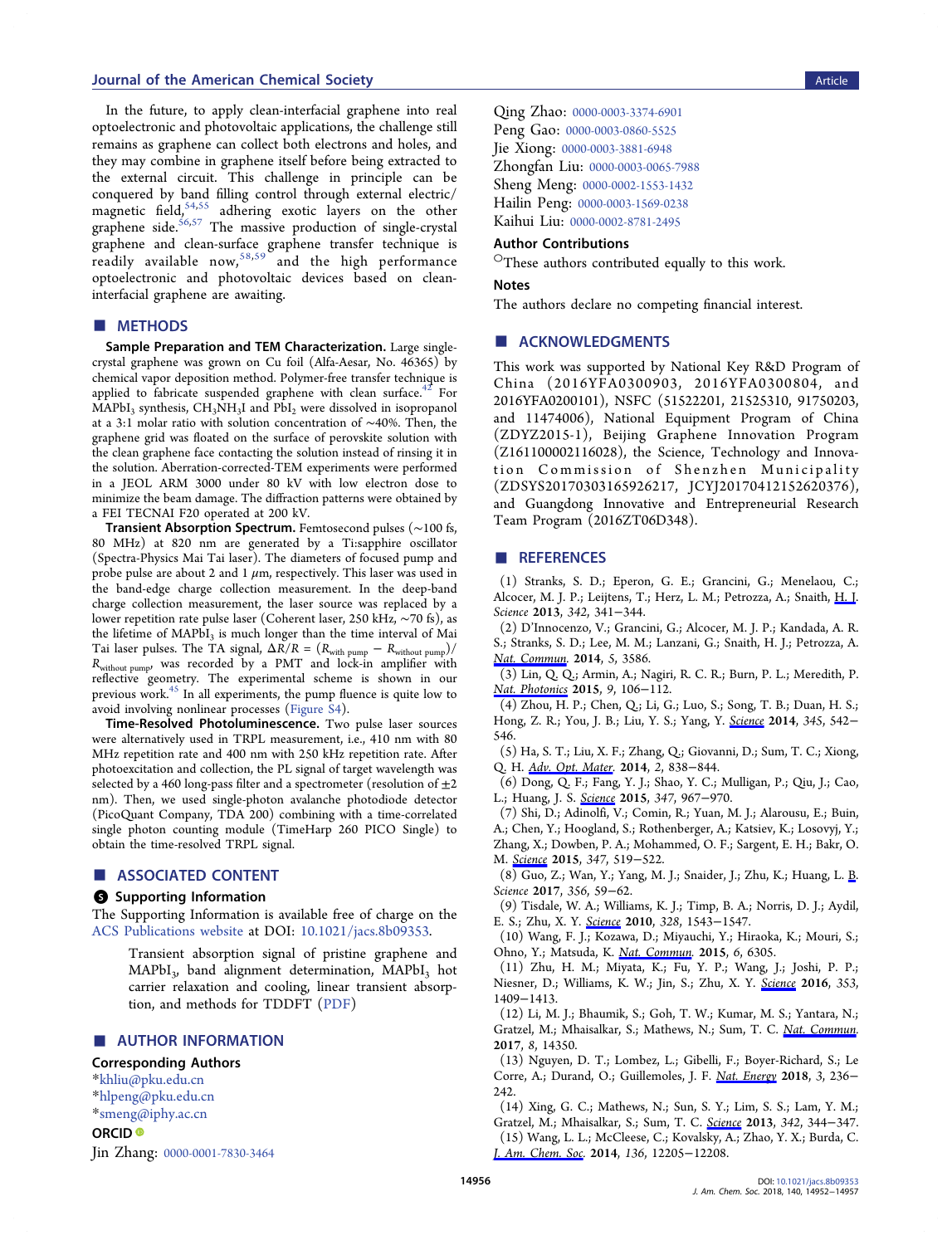In the future, to apply clean-interfacial graphene into real optoelectronic and photovoltaic applications, the challenge still remains as graphene can collect both electrons and holes, and they may combine in graphene itself before being extracted to the external circuit. This challenge in principle can be conquered by band filling control through external electric/magnetic field,[54,55] adhering exotic layers on the other graphene side.[56,57] The massive production of single-crystal graphene and clean-surface graphene transfer technique is readily available now,[58,59] and the high performance optoelectronic and photovoltaic devices based on clean-interfacial graphene are awaiting.

## ■ METHODS

**Sample Preparation and TEM Characterization.** Large single-crystal graphene was grown on Cu foil (Alfa-Aesar, No. 46365) by chemical vapor deposition method. Polymer-free transfer technique is applied to fabricate suspended graphene with clean surface.[42] For $MAPbI_3$ synthesis, $CH_3NH_3I$ and $PbI_2$ were dissolved in isopropanol at a 3:1 molar ratio with solution concentration of ~40%. Then, the graphene grid was floated on the surface of perovskite solution with the clean graphene face contacting the solution instead of rinsing it in the solution. Aberration-corrected-TEM experiments were performed in a JEOL ARM 3000 under 80 kV with low electron dose to minimize the beam damage. The diffraction patterns were obtained by a FEI TECNAI F20 operated at 200 kV.

**Transient Absorption Spectrum.** Femtosecond pulses (~100 fs, 80 MHz) at 820 nm are generated by a Ti:sapphire oscillator (Spectra-Physics Mai Tai laser). The diameters of focused pump and probe pulse are about 2 and 1 $\mu$m, respectively. This laser was used in the band-edge charge collection measurement. In the deep-band charge collection measurement, the laser source was replaced by a lower repetition rate pulse laser (Coherent laser, 250 kHz, ~70 fs), as the lifetime of $MAPbI_3$ is much longer than the time interval of Mai Tai laser pulses. The TA signal, $\Delta R/R = (R_{\text{with pump}} - R_{\text{without pump}})/R_{\text{without pump}}$, was recorded by a PMT and lock-in amplifier with reflective geometry. The experimental scheme is shown in our previous work.[45] In all experiments, the pump fluence is quite low to avoid involving nonlinear processes (Figure S4).

**Time-Resolved Photoluminescence.** Two pulse laser sources were alternatively used in TRPL measurement, i.e., 410 nm with 80 MHz repetition rate and 400 nm with 250 kHz repetition rate. After photoexcitation and collection, the PL signal of target wavelength was selected by a 460 long-pass filter and a spectrometer (resolution of ±2 nm). Then, we used single-photon avalanche photodiode detector (PicoQuant Company, TDA 200) combining with a time-correlated single photon counting module (TimeHarp 260 PICO Single) to obtain the time-resolved TRPL signal.

## ■ ASSOCIATED CONTENT

### Supporting Information

The Supporting Information is available free of charge on the ACS Publications website at DOI: 10.1021/jacs.8b09353.

> Transient absorption signal of pristine graphene and $MAPbI_3$, band alignment determination, $MAPbI_3$ hot carrier relaxation and cooling, linear transient absorption, and methods for TDDFT (PDF)

## ■ AUTHOR INFORMATION

### Corresponding Authors

*khliu@pku.edu.cn
*hlpeng@pku.edu.cn
*smeng@iphy.ac.cn

### ORCID

Jin Zhang: 0000-0001-7830-3464
Qing Zhao: 0000-0003-3374-6901
Peng Gao: 0000-0003-0860-5525
Jie Xiong: 0000-0003-3881-6948
Zhongfan Liu: 0000-0003-0065-7988
Sheng Meng: 0000-0002-1553-1432
Hailin Peng: 0000-0003-1569-0238
Kaihui Liu: 0000-0002-8781-2495

### Author Contributions

○These authors contributed equally to this work.

### Notes

The authors declare no competing financial interest.

## ■ ACKNOWLEDGMENTS

This work was supported by National Key R&D Program of China (2016YFA0300903, 2016YFA0300804, and 2016YFA0200101), NSFC (51522201, 21525310, 91750203, and 11474006), National Equipment Program of China (ZDYZ2015-1), Beijing Graphene Innovation Program (Z161100002116028), the Science, Technology and Innovation Commission of Shenzhen Municipality (ZDSYS20170303165926217, JCYJ20170412152620376), and Guangdong Innovative and Entrepreneurial Research Team Program (2016ZT06D348).

## ■ REFERENCES

(1) Stranks, S. D.; Eperon, G. E.; Grancini, G.; Menelaou, C.; Alcocer, M. J. P.; Leijtens, T.; Herz, L. M.; Petrozza, A.; Snaith, H. J. *Science* **2013**, *342*, 341−344.

(2) D'Innocenzo, V.; Grancini, G.; Alcocer, M. J. P.; Kandada, A. R. S.; Stranks, S. D.; Lee, M. M.; Lanzani, G.; Snaith, H. J.; Petrozza, A. *Nat. Commun.* **2014**, *5*, 3586.

(3) Lin, Q. Q.; Armin, A.; Nagiri, R. C. R.; Burn, P. L.; Meredith, P. *Nat. Photonics* **2015**, *9*, 106−112.

(4) Zhou, H. P.; Chen, Q.; Li, G.; Luo, S.; Song, T. B.; Duan, H. S.; Hong, Z. R.; You, J. B.; Liu, Y. S.; Yang, Y. *Science* **2014**, *345*, 542−546.

(5) Ha, S. T.; Liu, X. F.; Zhang, Q.; Giovanni, D.; Sum, T. C.; Xiong, Q. H. *Adv. Opt. Mater.* **2014**, *2*, 838−844.

(6) Dong, Q. F.; Fang, Y. J.; Shao, Y. C.; Mulligan, P.; Qiu, J.; Cao, L.; Huang, J. S. *Science* **2015**, *347*, 967−970.

(7) Shi, D.; Adinolfi, V.; Comin, R.; Yuan, M. J.; Alarousu, E.; Buin, A.; Chen, Y.; Hoogland, S.; Rothenberger, A.; Katsiev, K.; Losovyj, Y.; Zhang, X.; Dowben, P. A.; Mohammed, O. F.; Sargent, E. H.; Bakr, O. M. *Science* **2015**, *347*, 519−522.

(8) Guo, Z.; Wan, Y.; Yang, M. J.; Snaider, J.; Zhu, K.; Huang, L. B. *Science* **2017**, *356*, 59−62.

(9) Tisdale, W. A.; Williams, K. J.; Timp, B. A.; Norris, D. J.; Aydil, E. S.; Zhu, X. Y. *Science* **2010**, *328*, 1543−1547.

(10) Wang, F. J.; Kozawa, D.; Miyauchi, Y.; Hiraoka, K.; Mouri, S.; Ohno, Y.; Matsuda, K. *Nat. Commun.* **2015**, *6*, 6305.

(11) Zhu, H. M.; Miyata, K.; Fu, Y. P.; Wang, J.; Joshi, P. P.; Niesner, D.; Williams, K. W.; Jin, S.; Zhu, X. Y. *Science* **2016**, *353*, 1409−1413.

(12) Li, M. J.; Bhaumik, S.; Goh, T. W.; Kumar, M. S.; Yantara, N.; Gratzel, M.; Mhaisalkar, S.; Mathews, N.; Sum, T. C. *Nat. Commun.* **2017**, *8*, 14350.

(13) Nguyen, D. T.; Lombez, L.; Gibelli, F.; Boyer-Richard, S.; Le Corre, A.; Durand, O.; Guillemoles, J. F. *Nat. Energy* **2018**, *3*, 236−242.

(14) Xing, G. C.; Mathews, N.; Sun, S. Y.; Lim, S. S.; Lam, Y. M.; Gratzel, M.; Mhaisalkar, S.; Sum, T. C. *Science* **2013**, *342*, 344−347.

(15) Wang, L. L.; McCleese, C.; Kovalsky, A.; Zhao, Y. X.; Burda, C. *J. Am. Chem. Soc.* **2014**, *136*, 12205−12208.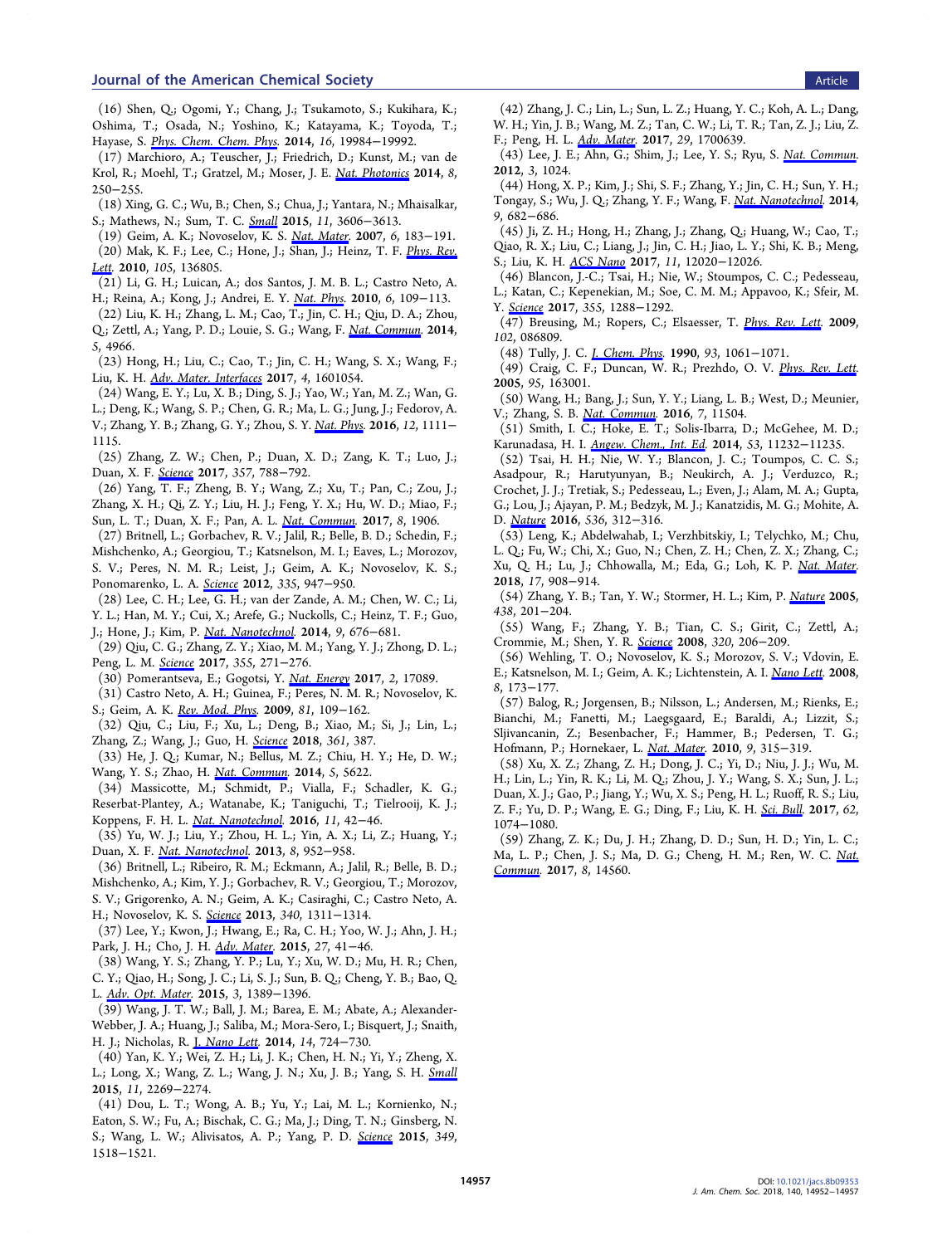(16) Shen, Q.; Ogomi, Y.; Chang, J.; Tsukamoto, S.; Kukihara, K.; Oshima, T.; Osada, N.; Yoshino, K.; Katayama, K.; Toyoda, T.; Hayase, S. *Phys. Chem. Chem. Phys.* **2014**, *16*, 19984−19992.

(17) Marchioro, A.; Teuscher, J.; Friedrich, D.; Kunst, M.; van de Krol, R.; Moehl, T.; Gratzel, M.; Moser, J. E. *Nat. Photonics* **2014**, *8*, 250−255.

(18) Xing, G. C.; Wu, B.; Chen, S.; Chua, J.; Yantara, N.; Mhaisalkar, S.; Mathews, N.; Sum, T. C. *Small* **2015**, *11*, 3606−3613.

(19) Geim, A. K.; Novoselov, K. S. *Nat. Mater.* **2007**, *6*, 183−191.

(20) Mak, K. F.; Lee, C.; Hone, J.; Shan, J.; Heinz, T. F. *Phys. Rev. Lett.* **2010**, *105*, 136805.

(21) Li, G. H.; Luican, A.; dos Santos, J. M. B. L.; Castro Neto, A. H.; Reina, A.; Kong, J.; Andrei, E. Y. *Nat. Phys.* **2010**, *6*, 109−113.

(22) Liu, K. H.; Zhang, L. M.; Cao, T.; Jin, C. H.; Qiu, D. A.; Zhou, Q.; Zettl, A.; Yang, P. D.; Louie, S. G.; Wang, F. *Nat. Commun.* **2014**, *5*, 4966.

(23) Hong, H.; Liu, C.; Cao, T.; Jin, C. H.; Wang, S. X.; Wang, F.; Liu, K. H. *Adv. Mater. Interfaces* **2017**, *4*, 1601054.

(24) Wang, E. Y.; Lu, X. B.; Ding, S. J.; Yao, W.; Yan, M. Z.; Wan, G. L.; Deng, K.; Wang, S. P.; Chen, G. R.; Ma, L. G.; Jung, J.; Fedorov, A. V.; Zhang, Y. B.; Zhang, G. Y.; Zhou, S. Y. *Nat. Phys.* **2016**, *12*, 1111−1115.

(25) Zhang, Z. W.; Chen, P.; Duan, X. D.; Zang, K. T.; Luo, J.; Duan, X. F. *Science* **2017**, *357*, 788−792.

(26) Yang, T. F.; Zheng, B. Y.; Wang, Z.; Xu, T.; Pan, C.; Zou, J.; Zhang, X. H.; Qi, Z. Y.; Liu, H. J.; Feng, Y. X.; Hu, W. D.; Miao, F.; Sun, L. T.; Duan, X. F.; Pan, A. L. *Nat. Commun.* **2017**, *8*, 1906.

(27) Britnell, L.; Gorbachev, R. V.; Jalil, R.; Belle, B. D.; Schedin, F.; Mishchenko, A.; Georgiou, T.; Katsnelson, M. I.; Eaves, L.; Morozov, S. V.; Peres, N. M. R.; Leist, J.; Geim, A. K.; Novoselov, K. S.; Ponomarenko, L. A. *Science* **2012**, *335*, 947−950.

(28) Lee, C. H.; Lee, G. H.; van der Zande, A. M.; Chen, W. C.; Li, Y. L.; Han, M. Y.; Cui, X.; Arefe, G.; Nuckolls, C.; Heinz, T. F.; Guo, J.; Hone, J.; Kim, P. *Nat. Nanotechnol.* **2014**, *9*, 676−681.

(29) Qiu, C. G.; Zhang, Z. Y.; Xiao, M. M.; Yang, Y. J.; Zhong, D. L.; Peng, L. M. *Science* **2017**, *355*, 271−276.

(30) Pomerantseva, E.; Gogotsi, Y. *Nat. Energy* **2017**, *2*, 17089.

(31) Castro Neto, A. H.; Guinea, F.; Peres, N. M. R.; Novoselov, K. S.; Geim, A. K. *Rev. Mod. Phys.* **2009**, *81*, 109−162.

(32) Qiu, C.; Liu, F.; Xu, L.; Deng, B.; Xiao, M.; Si, J.; Lin, L.; Zhang, Z.; Wang, J.; Guo, H. *Science* **2018**, *361*, 387.

(33) He, J. Q.; Kumar, N.; Bellus, M. Z.; Chiu, H. Y.; He, D. W.; Wang, Y. S.; Zhao, H. *Nat. Commun.* **2014**, *5*, 5622.

(34) Massicotte, M.; Schmidt, P.; Vialla, F.; Schadler, K. G.; Reserbat-Plantey, A.; Watanabe, K.; Taniguchi, T.; Tielrooij, K. J.; Koppens, F. H. L. *Nat. Nanotechnol.* **2016**, *11*, 42−46.

(35) Yu, W. J.; Liu, Y.; Zhou, H. L.; Yin, A. X.; Li, Z.; Huang, Y.; Duan, X. F. *Nat. Nanotechnol.* **2013**, *8*, 952−958.

(36) Britnell, L.; Ribeiro, R. M.; Eckmann, A.; Jalil, R.; Belle, B. D.; Mishchenko, A.; Kim, Y. J.; Gorbachev, R. V.; Georgiou, T.; Morozov, S. V.; Grigorenko, A. N.; Geim, A. K.; Casiraghi, C.; Castro Neto, A. H.; Novoselov, K. S. *Science* **2013**, *340*, 1311−1314.

(37) Lee, Y.; Kwon, J.; Hwang, E.; Ra, C. H.; Yoo, W. J.; Ahn, J. H.; Park, J. H.; Cho, J. H. *Adv. Mater.* **2015**, *27*, 41−46.

(38) Wang, Y. S.; Zhang, Y. P.; Lu, Y.; Xu, W. D.; Mu, H. R.; Chen, C. Y.; Qiao, H.; Song, J. C.; Li, S. J.; Sun, B. Q.; Cheng, Y. B.; Bao, Q. L. *Adv. Opt. Mater.* **2015**, *3*, 1389−1396.

(39) Wang, J. T. W.; Ball, J. M.; Barea, E. M.; Abate, A.; Alexander-Webber, J. A.; Huang, J.; Saliba, M.; Mora-Sero, I.; Bisquert, J.; Snaith, H. J.; Nicholas, R. J. *Nano Lett.* **2014**, *14*, 724−730.

(40) Yan, K. Y.; Wei, Z. H.; Li, J. K.; Chen, H. N.; Yi, Y.; Zheng, X. L.; Long, X.; Wang, Z. L.; Wang, J. N.; Xu, J. B.; Yang, S. H. *Small* **2015**, *11*, 2269−2274.

(41) Dou, L. T.; Wong, A. B.; Yu, Y.; Lai, M. L.; Kornienko, N.; Eaton, S. W.; Fu, A.; Bischak, C. G.; Ma, J.; Ding, T. N.; Ginsberg, N. S.; Wang, L. W.; Alivisatos, A. P.; Yang, P. D. *Science* **2015**, *349*, 1518−1521.

(42) Zhang, J. C.; Lin, L.; Sun, L. Z.; Huang, Y. C.; Koh, A. L.; Dang, W. H.; Yin, J. B.; Wang, M. Z.; Tan, C. W.; Li, T. R.; Tan, Z. J.; Liu, Z. F.; Peng, H. L. *Adv. Mater.* **2017**, *29*, 1700639.

(43) Lee, J. E.; Ahn, G.; Shim, J.; Lee, Y. S.; Ryu, S. *Nat. Commun.* **2012**, *3*, 1024.

(44) Hong, X. P.; Kim, J.; Shi, S. F.; Zhang, Y.; Jin, C. H.; Sun, Y. H.; Tongay, S.; Wu, J. Q.; Zhang, Y. F.; Wang, F. *Nat. Nanotechnol.* **2014**, *9*, 682−686.

(45) Ji, Z. H.; Hong, H.; Zhang, J.; Zhang, Q.; Huang, W.; Cao, T.; Qiao, R. X.; Liu, C.; Liang, J.; Jin, C. H.; Jiao, L. Y.; Shi, K. B.; Meng, S.; Liu, K. H. *ACS Nano* **2017**, *11*, 12020−12026.

(46) Blancon, J.-C.; Tsai, H.; Nie, W.; Stoumpos, C. C.; Pedesseau, L.; Katan, C.; Kepenekian, M.; Soe, C. M. M.; Appavoo, K.; Sfeir, M. Y. *Science* **2017**, *355*, 1288−1292.

(47) Breusing, M.; Ropers, C.; Elsaesser, T. *Phys. Rev. Lett.* **2009**, *102*, 086809.

(48) Tully, J. C. *J. Chem. Phys.* **1990**, *93*, 1061−1071.

(49) Craig, C. F.; Duncan, W. R.; Prezhdo, O. V. *Phys. Rev. Lett.* **2005**, *95*, 163001.

(50) Wang, H.; Bang, J.; Sun, Y. Y.; Liang, L. B.; West, D.; Meunier, V.; Zhang, S. B. *Nat. Commun.* **2016**, *7*, 11504.

(51) Smith, I. C.; Hoke, E. T.; Solis-Ibarra, D.; McGehee, M. D.; Karunadasa, H. I. *Angew. Chem., Int. Ed.* **2014**, *53*, 11232−11235.

(52) Tsai, H. H.; Nie, W. Y.; Blancon, J. C.; Toumpos, C. C. S.; Asadpour, R.; Harutyunyan, B.; Neukirch, A. J.; Verduzco, R.; Crochet, J. J.; Tretiak, S.; Pedesseau, L.; Even, J.; Alam, M. A.; Gupta, G.; Lou, J.; Ajayan, P. M.; Bedzyk, M. J.; Kanatzidis, M. G.; Mohite, A. D. *Nature* **2016**, *536*, 312−316.

(53) Leng, K.; Abdelwahab, I.; Verzhbitskiy, I.; Telychko, M.; Chu, L. Q.; Fu, W.; Chi, X.; Guo, N.; Chen, Z. H.; Chen, Z. X.; Zhang, C.; Xu, Q. H.; Lu, J.; Chhowalla, M.; Eda, G.; Loh, K. P. *Nat. Mater.* **2018**, *17*, 908−914.

(54) Zhang, Y. B.; Tan, Y. W.; Stormer, H. L.; Kim, P. *Nature* **2005**, *438*, 201−204.

(55) Wang, F.; Zhang, Y. B.; Tian, C. S.; Girit, C.; Zettl, A.; Crommie, M.; Shen, Y. R. *Science* **2008**, *320*, 206−209.

(56) Wehling, T. O.; Novoselov, K. S.; Morozov, S. V.; Vdovin, E. E.; Katsnelson, M. I.; Geim, A. K.; Lichtenstein, A. I. *Nano Lett.* **2008**, *8*, 173−177.

(57) Balog, R.; Jorgensen, B.; Nilsson, L.; Andersen, M.; Rienks, E.; Bianchi, M.; Fanetti, M.; Laegsgaard, E.; Baraldi, A.; Lizzit, S.; Sljivancanin, Z.; Besenbacher, F.; Hammer, B.; Pedersen, T. G.; Hofmann, P.; Hornekaer, L. *Nat. Mater.* **2010**, *9*, 315−319.

(58) Xu, X. Z.; Zhang, Z. H.; Dong, J. C.; Yi, D.; Niu, J. J.; Wu, M. H.; Lin, L.; Yin, R. K.; Li, M. Q.; Zhou, J. Y.; Wang, S. X.; Sun, J. L.; Duan, X. J.; Gao, P.; Jiang, Y.; Wu, X. S.; Peng, H. L.; Ruoff, R. S.; Liu, Z. F.; Yu, D. P.; Wang, E. G.; Ding, F.; Liu, K. H. *Sci. Bull.* **2017**, *62*, 1074−1080.

(59) Zhang, Z. K.; Du, J. H.; Zhang, D. D.; Sun, H. D.; Yin, L. C.; Ma, L. P.; Chen, J. S.; Ma, D. G.; Cheng, H. M.; Ren, W. C. *Nat. Commun.* **2017**, *8*, 14560.